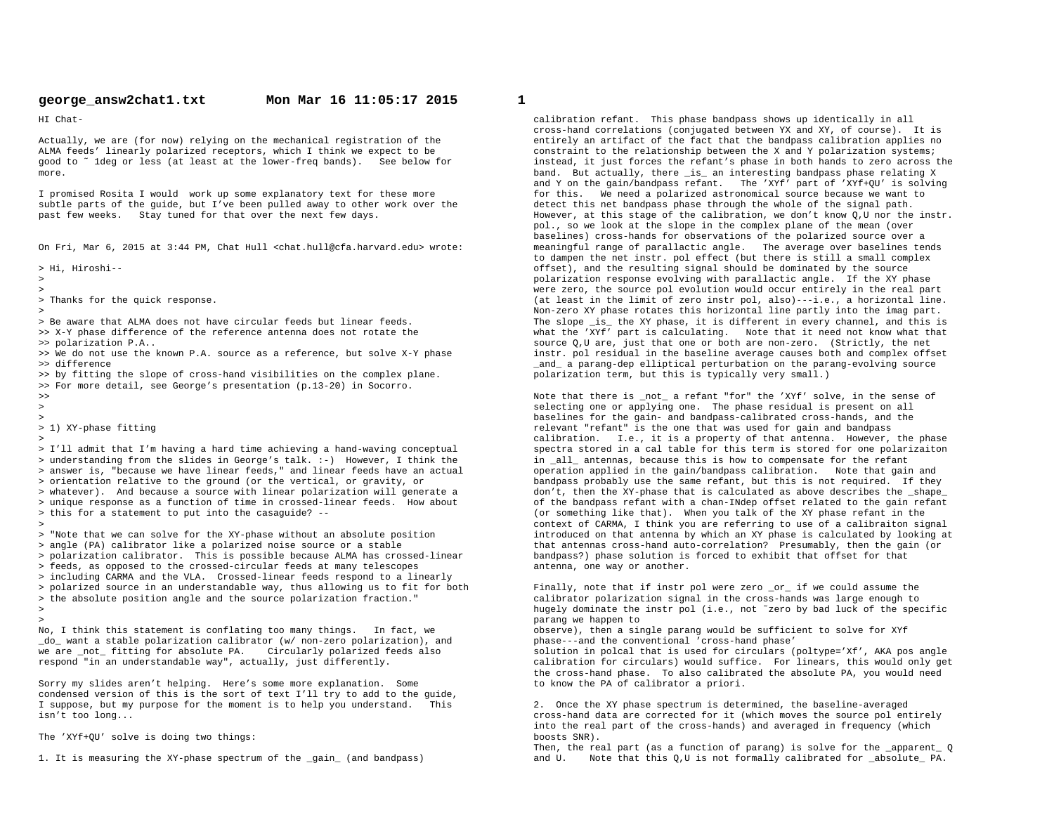HI Chat-

Actually, we are (for now) relying on the mechanical registration of the ALMA feeds' linearly polarized receptors, which I think we expect to be good to ~ 1deg or less (at least at the lower-freq bands). See below for more.

I promised Rosita I would work up some explanatory text for these more subtle parts of the guide, but I've been pulled away to other work over the past few weeks. Stay tuned for that over the next few days.

On Fri, Mar 6, 2015 at 3:44 PM, Chat Hull <chat.hull@cfa.harvard.edu> wrote:

> Hi, Hiroshi--
>
>
> Thanks for the quick response.
>
> Be aware that ALMA does not have circular feeds but linear feeds.
>> X-Y phase difference of the reference antenna does not rotate the
>> polarization P.A..
>> We do not use the known P.A. source as a reference, but solve X-Y phase
>> difference
>> by fitting the slope of cross-hand visibilities on the complex plane.
>> For more detail, see George's presentation (p.13-20) in Socorro.
>>
>
>
> 1) XY-phase fitting
>
> I'll admit that I'm having a hard time achieving a hand-waving conceptual
> understanding from the slides in George's talk. :-) However, I think the
> answer is, "because we have linear feeds," and linear feeds have an actual
> orientation relative to the ground (or the vertical, or gravity, or
> whatever). And because a source with linear polarization will generate a
> unique response as a function of time in crossed-linear feeds. How about
> this for a statement to put into the casaguide? --
>
> "Note that we can solve for the XY-phase without an absolute position
> angle (PA) calibrator like a polarized noise source or a stable
> polarization calibrator. This is possible because ALMA has crossed-linear
> feeds, as opposed to the crossed-circular feeds at many telescopes
> including CARMA and the VLA. Crossed-linear feeds respond to a linearly
> polarized source in an understandable way, thus allowing us to fit for both
> the absolute position angle and the source polarization fraction."
>
>

No, I think this statement is conflating too many things. In fact, we _do_ want a stable polarization calibrator (w/ non-zero polarization), and we are _not_ fitting for absolute PA. Circularly polarized feeds also respond "in an understandable way", actually, just differently.

Sorry my slides aren't helping. Here's some more explanation. Some condensed version of this is the sort of text I'll try to add to the guide, I suppose, but my purpose for the moment is to help you understand. This isn't too long...

The 'XYf+QU' solve is doing two things:

1. It is measuring the XY-phase spectrum of the _gain_ (and bandpass) calibration refant. This phase bandpass shows up identically in all cross-hand correlations (conjugated between YX and XY, of course). It is entirely an artifact of the fact that the bandpass calibration applies no constraint to the relationship between the X and Y polarization systems; instead, it just forces the refant's phase in both hands to zero across the band. But actually, there _is_ an interesting bandpass phase relating X and Y on the gain/bandpass refant. The 'XYf' part of 'XYf+QU' is solving for this. We need a polarized astronomical source because we want to detect this net bandpass phase through the whole of the signal path. However, at this stage of the calibration, we don't know Q,U nor the instr. pol., so we look at the slope in the complex plane of the mean (over baselines) cross-hands for observations of the polarized source over a meaningful range of parallactic angle. The average over baselines tends to dampen the net instr. pol effect (but there is still a small complex offset), and the resulting signal should be dominated by the source polarization response evolving with parallactic angle. If the XY phase were zero, the source pol evolution would occur entirely in the real part (at least in the limit of zero instr pol, also)---i.e., a horizontal line. Non-zero XY phase rotates this horizontal line partly into the imag part. The slope _is_ the XY phase, it is different in every channel, and this is what the 'XYf' part is calculating. Note that it need not know what that source Q,U are, just that one or both are non-zero. (Strictly, the net instr. pol residual in the baseline average causes both and complex offset _and_ a parang-dep elliptical perturbation on the parang-evolving source polarization term, but this is typically very small.)

Note that there is _not_ a refant "for" the 'XYf' solve, in the sense of selecting one or applying one. The phase residual is present on all baselines for the gain- and bandpass-calibrated cross-hands, and the relevant "refant" is the one that was used for gain and bandpass calibration. I.e., it is a property of that antenna. However, the phase spectra stored in a cal table for this term is stored for one polarizaiton in _all_ antennas, because this is how to compensate for the refant operation applied in the gain/bandpass calibration. Note that gain and bandpass probably use the same refant, but this is not required. If they don't, then the XY-phase that is calculated as above describes the _shape_ of the bandpass refant with a chan-INdep offset related to the gain refant (or something like that). When you talk of the XY phase refant in the context of CARMA, I think you are referring to use of a calibraiton signal introduced on that antenna by which an XY phase is calculated by looking at that antennas cross-hand auto-correlation? Presumably, then the gain (or bandpass?) phase solution is forced to exhibit that offset for that antenna, one way or another.

Finally, note that if instr pol were zero _or_ if we could assume the calibrator polarization signal in the cross-hands was large enough to hugely dominate the instr pol (i.e., not ~zero by bad luck of the specific parang we happen to observe), then a single parang would be sufficient to solve for XYf phase---and the conventional 'cross-hand phase' solution in polcal that is used for circulars (poltype='Xf', AKA pos angle calibration for circulars) would suffice. For linears, this would only get the cross-hand phase. To also calibrated the absolute PA, you would need to know the PA of calibrator a priori.

2. Once the XY phase spectrum is determined, the baseline-averaged cross-hand data are corrected for it (which moves the source pol entirely into the real part of the cross-hands) and averaged in frequency (which boosts SNR).
Then, the real part (as a function of parang) is solve for the _apparent_ Q and U. Note that this Q,U is not formally calibrated for _absolute_ PA.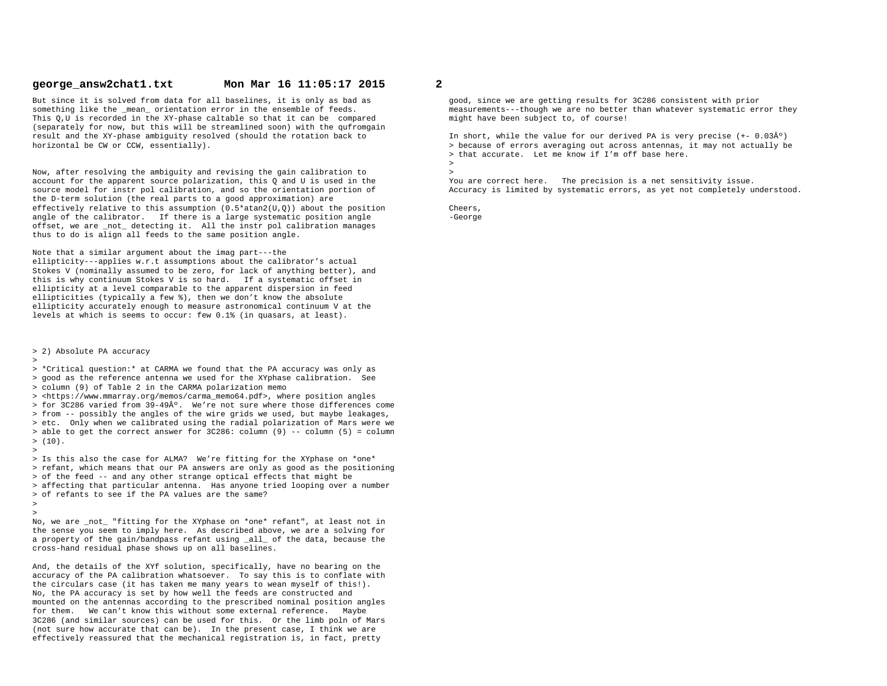But since it is solved from data for all baselines, it is only as bad as something like the _mean_ orientation error in the ensemble of feeds. This Q,U is recorded in the XY-phase caltable so that it can be compared (separately for now, but this will be streamlined soon) with the qufromgain result and the XY-phase ambiguity resolved (should the rotation back to horizontal be CW or CCW, essentially).

Now, after resolving the ambiguity and revising the gain calibration to account for the apparent source polarization, this Q and U is used in the source model for instr pol calibration, and so the orientation portion of the D-term solution (the real parts to a good approximation) are effectively relative to this assumption (0.5*atan2(U,Q)) about the position angle of the calibrator. If there is a large systematic position angle offset, we are _not_ detecting it. All the instr pol calibration manages thus to do is align all feeds to the same position angle.

Note that a similar argument about the imag part---the ellipticity---applies w.r.t assumptions about the calibrator's actual Stokes V (nominally assumed to be zero, for lack of anything better), and this is why continuum Stokes V is so hard. If a systematic offset in ellipticity at a level comparable to the apparent dispersion in feed ellipticities (typically a few %), then we don't know the absolute ellipticity accurately enough to measure astronomical continuum V at the levels at which is seems to occur: few 0.1% (in quasars, at least).

> 2) Absolute PA accuracy
>
> *Critical question:* at CARMA we found that the PA accuracy was only as
> good as the reference antenna we used for the XYphase calibration. See
> column (9) of Table 2 in the CARMA polarization memo
> <https://www.mmarray.org/memos/carma_memo64.pdf>, where position angles
> for 3C286 varied from 39-49Âº. We're not sure where those differences come
> from -- possibly the angles of the wire grids we used, but maybe leakages,
> etc. Only when we calibrated using the radial polarization of Mars were we
> able to get the correct answer for 3C286: column (9) -- column (5) = column
> (10).
>
> Is this also the case for ALMA? We're fitting for the XYphase on *one*
> refant, which means that our PA answers are only as good as the positioning
> of the feed -- and any other strange optical effects that might be
> affecting that particular antenna. Has anyone tried looping over a number
> of refants to see if the PA values are the same?
>
>

No, we are _not_ "fitting for the XYphase on *one* refant", at least not in the sense you seem to imply here. As described above, we are a solving for a property of the gain/bandpass refant using _all_ of the data, because the cross-hand residual phase shows up on all baselines.

And, the details of the XYf solution, specifically, have no bearing on the accuracy of the PA calibration whatsoever. To say this is to conflate with the circulars case (it has taken me many years to wean myself of this!). No, the PA accuracy is set by how well the feeds are constructed and mounted on the antennas according to the prescribed nominal position angles for them. We can't know this without some external reference. Maybe 3C286 (and similar sources) can be used for this. Or the limb poln of Mars (not sure how accurate that can be). In the present case, I think we are effectively reassured that the mechanical registration is, in fact, pretty good, since we are getting results for 3C286 consistent with prior measurements---though we are no better than whatever systematic error they might have been subject to, of course!

In short, while the value for our derived PA is very precise (+- 0.03Âº)
> because of errors averaging out across antennas, it may not actually be
> that accurate. Let me know if I'm off base here.
>
>

You are correct here. The precision is a net sensitivity issue. Accuracy is limited by systematic errors, as yet not completely understood.

Cheers,
-George